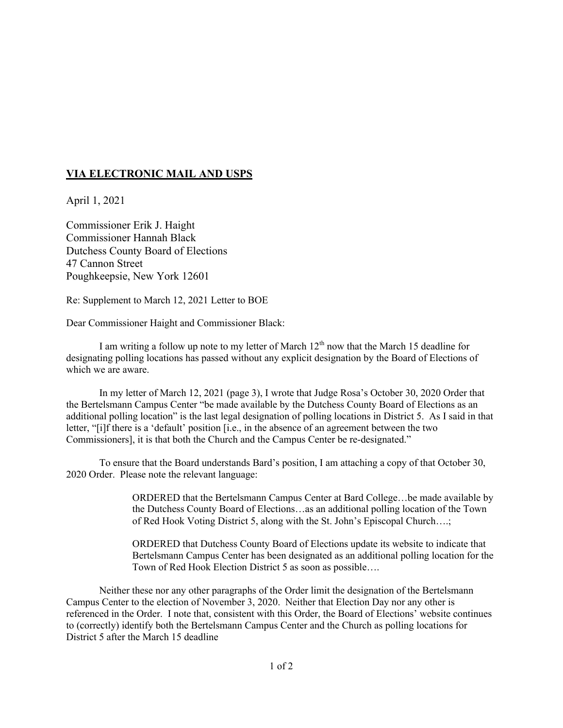**<u>VIA ELECTRONIC MAIL AND USPS</u>**

April 1, 2021

Commissioner Erik J. Haight
Commissioner Hannah Black
Dutchess County Board of Elections
47 Cannon Street
Poughkeepsie, New York 12601

Re: Supplement to March 12, 2021 Letter to BOE

Dear Commissioner Haight and Commissioner Black:

I am writing a follow up note to my letter of March 12th now that the March 15 deadline for designating polling locations has passed without any explicit designation by the Board of Elections of which we are aware.

In my letter of March 12, 2021 (page 3), I wrote that Judge Rosa's October 30, 2020 Order that the Bertelsmann Campus Center "be made available by the Dutchess County Board of Elections as an additional polling location" is the last legal designation of polling locations in District 5. As I said in that letter, "[i]f there is a 'default' position [i.e., in the absence of an agreement between the two Commissioners], it is that both the Church and the Campus Center be re-designated."

To ensure that the Board understands Bard's position, I am attaching a copy of that October 30, 2020 Order. Please note the relevant language:

> ORDERED that the Bertelsmann Campus Center at Bard College…be made available by the Dutchess County Board of Elections…as an additional polling location of the Town of Red Hook Voting District 5, along with the St. John's Episcopal Church….;
>
> ORDERED that Dutchess County Board of Elections update its website to indicate that Bertelsmann Campus Center has been designated as an additional polling location for the Town of Red Hook Election District 5 as soon as possible….

Neither these nor any other paragraphs of the Order limit the designation of the Bertelsmann Campus Center to the election of November 3, 2020. Neither that Election Day nor any other is referenced in the Order. I note that, consistent with this Order, the Board of Elections' website continues to (correctly) identify both the Bertelsmann Campus Center and the Church as polling locations for District 5 after the March 15 deadline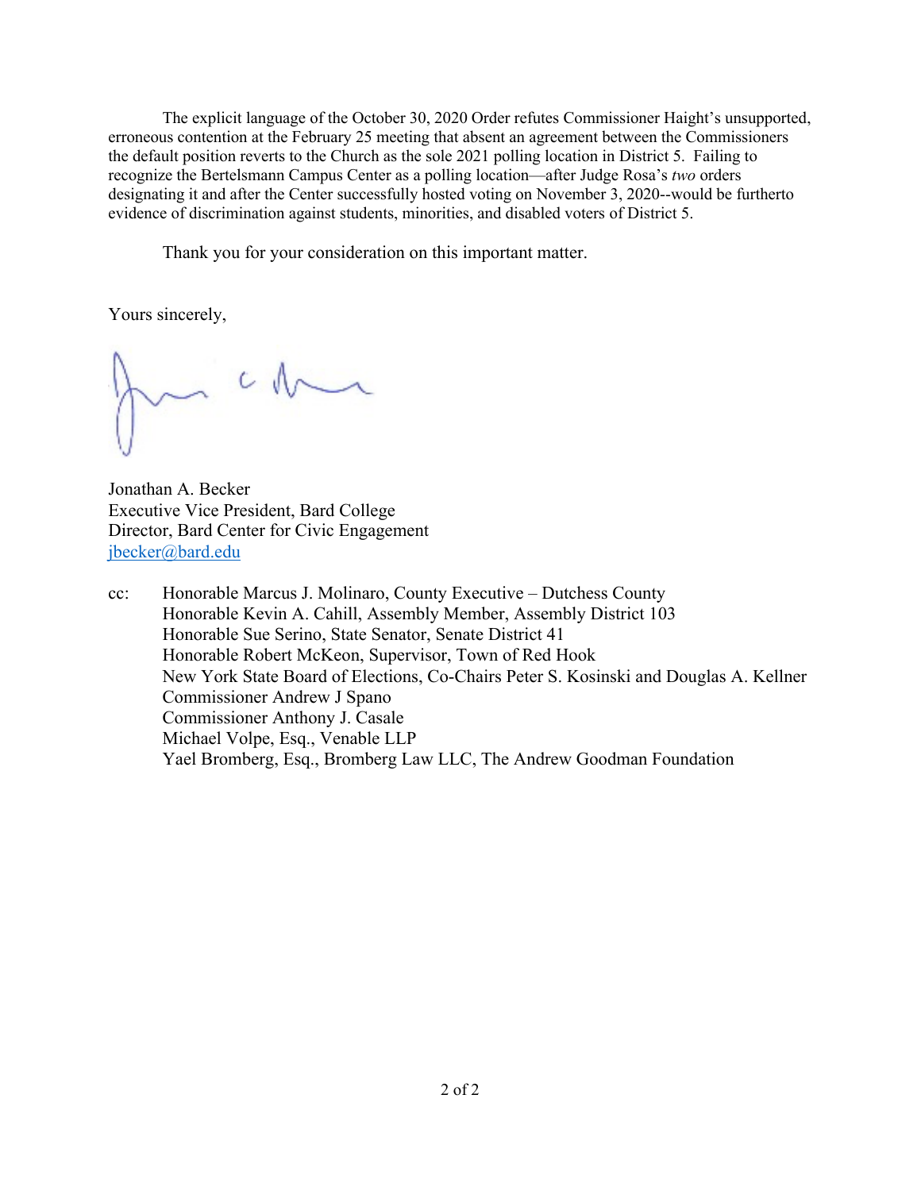The explicit language of the October 30, 2020 Order refutes Commissioner Haight's unsupported, erroneous contention at the February 25 meeting that absent an agreement between the Commissioners the default position reverts to the Church as the sole 2021 polling location in District 5. Failing to recognize the Bertelsmann Campus Center as a polling location—after Judge Rosa's *two* orders designating it and after the Center successfully hosted voting on November 3, 2020--would be furtherto evidence of discrimination against students, minorities, and disabled voters of District 5.

Thank you for your consideration on this important matter.

Yours sincerely,

Jonathan A. Becker
Executive Vice President, Bard College
Director, Bard Center for Civic Engagement
jbecker@bard.edu

cc: Honorable Marcus J. Molinaro, County Executive – Dutchess County
Honorable Kevin A. Cahill, Assembly Member, Assembly District 103
Honorable Sue Serino, State Senator, Senate District 41
Honorable Robert McKeon, Supervisor, Town of Red Hook
New York State Board of Elections, Co-Chairs Peter S. Kosinski and Douglas A. Kellner
Commissioner Andrew J Spano
Commissioner Anthony J. Casale
Michael Volpe, Esq., Venable LLP
Yael Bromberg, Esq., Bromberg Law LLC, The Andrew Goodman Foundation